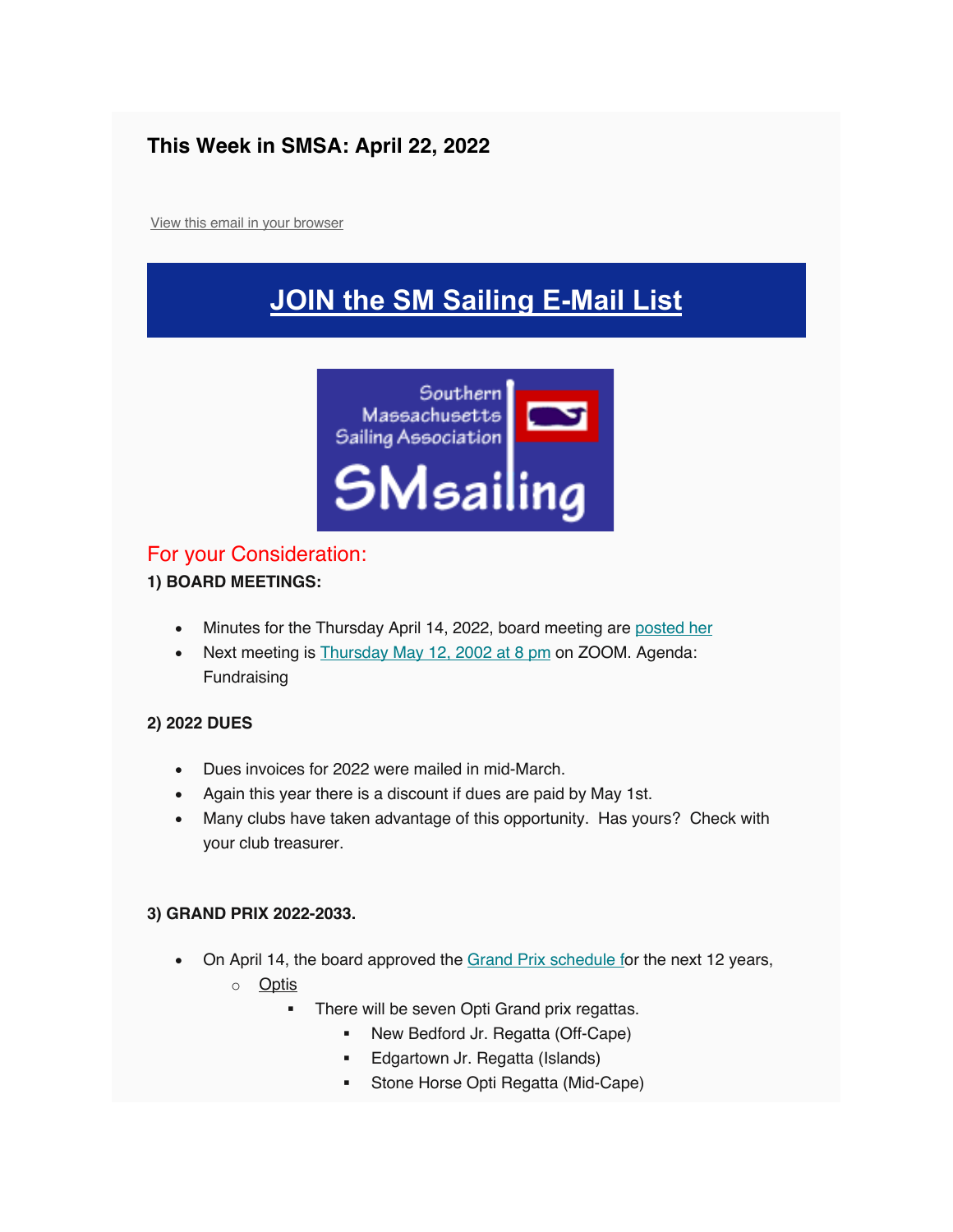# This Week in SMSA: April 22, 2022

View this email in your browser

## JOIN the SM Sailing E-Mail List

## For your Consideration:

**1) BOARD MEETINGS:**

- Minutes for the Thursday April 14, 2022, board meeting are posted her
- Next meeting is Thursday May 12, 2002 at 8 pm on ZOOM. Agenda: Fundraising

**2) 2022 DUES**

- Dues invoices for 2022 were mailed in mid-March.
- Again this year there is a discount if dues are paid by May 1st.
- Many clubs have taken advantage of this opportunity. Has yours? Check with your club treasurer.

**3) GRAND PRIX 2022-2033.**

- On April 14, the board approved the Grand Prix schedule for the next 12 years,
    - Optis
        - There will be seven Opti Grand prix regattas.
            - New Bedford Jr. Regatta (Off-Cape)
            - Edgartown Jr. Regatta (Islands)
            - Stone Horse Opti Regatta (Mid-Cape)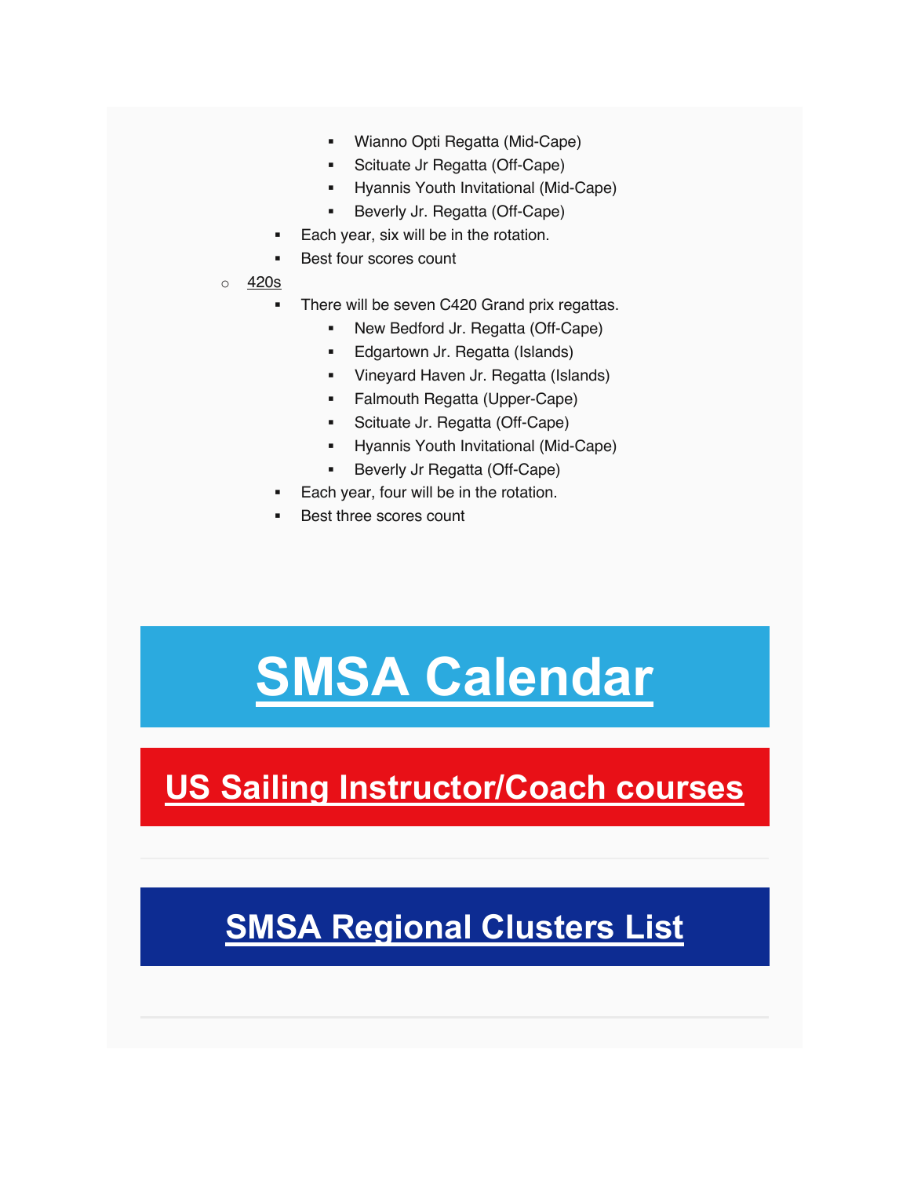- Wianno Opti Regatta (Mid-Cape)
      - Scituate Jr Regatta (Off-Cape)
      - Hyannis Youth Invitational (Mid-Cape)
      - Beverly Jr. Regatta (Off-Cape)
    - Each year, six will be in the rotation.
    - Best four scores count
  - 420s
    - There will be seven C420 Grand prix regattas.
      - New Bedford Jr. Regatta (Off-Cape)
      - Edgartown Jr. Regatta (Islands)
      - Vineyard Haven Jr. Regatta (Islands)
      - Falmouth Regatta (Upper-Cape)
      - Scituate Jr. Regatta (Off-Cape)
      - Hyannis Youth Invitational (Mid-Cape)
      - Beverly Jr Regatta (Off-Cape)
    - Each year, four will be in the rotation.
    - Best three scores count

# SMSA Calendar

## US Sailing Instructor/Coach courses

---

## SMSA Regional Clusters List

---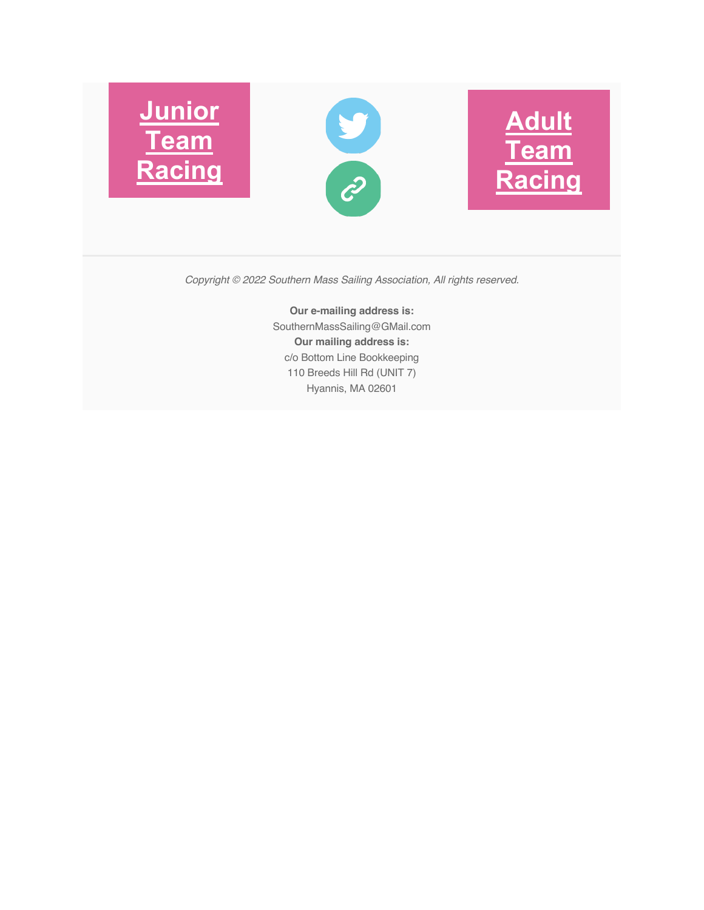**Junior Team Racing**

**Adult Team Racing**

---

*Copyright © 2022 Southern Mass Sailing Association, All rights reserved.*

**Our e-mailing address is:**
SouthernMassSailing@GMail.com
**Our mailing address is:**
c/o Bottom Line Bookkeeping
110 Breeds Hill Rd (UNIT 7)
Hyannis, MA 02601